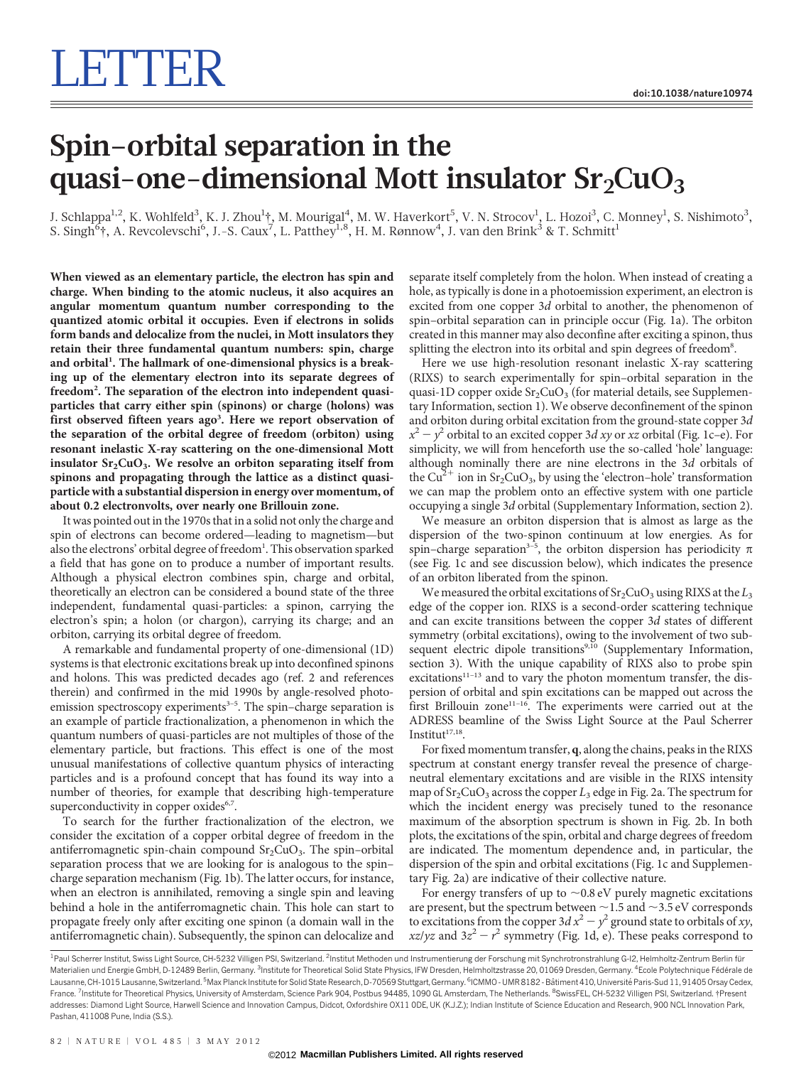# LETTER

# Spin–orbital separation in the quasi-one-dimensional Mott insulator $Sr_2CuO_3$

J. Schlappa[1,2], K. Wohlfeld[3], K. J. Zhou[1]†, M. Mourigal[4], M. W. Haverkort[5], V. N. Strocov[1], L. Hozoi[3], C. Monney[1], S. Nishimoto[3], S. Singh[6]†, A. Revcolevschi[6], J.-S. Caux[7], L. Patthey[1,8], H. M. Rønnow[4], J. van den Brink[3] & T. Schmitt[1]

**When viewed as an elementary particle, the electron has spin and charge. When binding to the atomic nucleus, it also acquires an angular momentum quantum number corresponding to the quantized atomic orbital it occupies. Even if electrons in solids form bands and delocalize from the nuclei, in Mott insulators they retain their three fundamental quantum numbers: spin, charge and orbital[1]. The hallmark of one-dimensional physics is a breaking up of the elementary electron into its separate degrees of freedom[2]. The separation of the electron into independent quasi-particles that carry either spin (spinons) or charge (holons) was first observed fifteen years ago[3]. Here we report observation of the separation of the orbital degree of freedom (orbiton) using resonant inelastic X-ray scattering on the one-dimensional Mott insulator $Sr_2CuO_3$. We resolve an orbiton separating itself from spinons and propagating through the lattice as a distinct quasi-particle with a substantial dispersion in energy over momentum, of about 0.2 electronvolts, over nearly one Brillouin zone.**

It was pointed out in the 1970s that in a solid not only the charge and spin of electrons can become ordered—leading to magnetism—but also the electrons' orbital degree of freedom[1]. This observation sparked a field that has gone on to produce a number of important results. Although a physical electron combines spin, charge and orbital, theoretically an electron can be considered a bound state of the three independent, fundamental quasi-particles: a spinon, carrying the electron's spin; a holon (or chargon), carrying its charge; and an orbiton, carrying its orbital degree of freedom.

A remarkable and fundamental property of one-dimensional (1D) systems is that electronic excitations break up into deconfined spinons and holons. This was predicted decades ago (ref. 2 and references therein) and confirmed in the mid 1990s by angle-resolved photoemission spectroscopy experiments[3–5]. The spin–charge separation is an example of particle fractionalization, a phenomenon in which the quantum numbers of quasi-particles are not multiples of those of the elementary particle, but fractions. This effect is one of the most unusual manifestations of collective quantum physics of interacting particles and is a profound concept that has found its way into a number of theories, for example that describing high-temperature superconductivity in copper oxides[6,7].

To search for the further fractionalization of the electron, we consider the excitation of a copper orbital degree of freedom in the antiferromagnetic spin-chain compound $Sr_2CuO_3$. The spin–orbital separation process that we are looking for is analogous to the spin–charge separation mechanism (Fig. 1b). The latter occurs, for instance, when an electron is annihilated, removing a single spin and leaving behind a hole in the antiferromagnetic chain. This hole can start to propagate freely only after exciting one spinon (a domain wall in the antiferromagnetic chain). Subsequently, the spinon can delocalize and separate itself completely from the holon. When instead of creating a hole, as typically is done in a photoemission experiment, an electron is excited from one copper 3*d* orbital to another, the phenomenon of spin–orbital separation can in principle occur (Fig. 1a). The orbiton created in this manner may also deconfine after exciting a spinon, thus splitting the electron into its orbital and spin degrees of freedom[8].

Here we use high-resolution resonant inelastic X-ray scattering (RIXS) to search experimentally for spin–orbital separation in the quasi-1D copper oxide $Sr_2CuO_3$ (for material details, see Supplementary Information, section 1). We observe deconfinement of the spinon and orbiton during orbital excitation from the ground-state copper 3*d* $x^2-y^2$ orbital to an excited copper 3*d* *xy* or *xz* orbital (Fig. 1c–e). For simplicity, we will from henceforth use the so-called 'hole' language: although nominally there are nine electrons in the 3*d* orbitals of the $Cu^{2+}$ ion in $Sr_2CuO_3$, by using the 'electron–hole' transformation we can map the problem onto an effective system with one particle occupying a single 3*d* orbital (Supplementary Information, section 2).

We measure an orbiton dispersion that is almost as large as the dispersion of the two-spinon continuum at low energies. As for spin–charge separation[3–5], the orbiton dispersion has periodicity π (see Fig. 1c and see discussion below), which indicates the presence of an orbiton liberated from the spinon.

We measured the orbital excitations of $Sr_2CuO_3$ using RIXS at the $L_3$ edge of the copper ion. RIXS is a second-order scattering technique and can excite transitions between the copper 3*d* states of different symmetry (orbital excitations), owing to the involvement of two subsequent electric dipole transitions[9,10] (Supplementary Information, section 3). The unique capability of RIXS also to probe spin excitations[11–13] and to vary the photon momentum transfer, the dispersion of orbital and spin excitations can be mapped out across the first Brillouin zone[11–16]. The experiments were carried out at the ADRESS beamline of the Swiss Light Source at the Paul Scherrer Institut[17,18].

For fixed momentum transfer, **q**, along the chains, peaks in the RIXS spectrum at constant energy transfer reveal the presence of charge-neutral elementary excitations and are visible in the RIXS intensity map of $Sr_2CuO_3$ across the copper $L_3$ edge in Fig. 2a. The spectrum for which the incident energy was precisely tuned to the resonance maximum of the absorption spectrum is shown in Fig. 2b. In both plots, the excitations of the spin, orbital and charge degrees of freedom are indicated. The momentum dependence and, in particular, the dispersion of the spin and orbital excitations (Fig. 1c and Supplementary Fig. 2a) are indicative of their collective nature.

For energy transfers of up to ~0.8 eV purely magnetic excitations are present, but the spectrum between ~1.5 and ~3.5 eV corresponds to excitations from the copper 3*d* $x^2-y^2$ ground state to orbitals of *xy*, *xz*/*yz* and $3z^2-r^2$ symmetry (Fig. 1d, e). These peaks correspond to

[1]Paul Scherrer Institut, Swiss Light Source, CH-5232 Villigen PSI, Switzerland. [2]Institut Methoden und Instrumentierung der Forschung mit Synchrotronstrahlung G-I2, Helmholtz-Zentrum Berlin für Materialien und Energie GmbH, D-12489 Berlin, Germany. [3]Institute for Theoretical Solid State Physics, IFW Dresden, Helmholtzstrasse 20, 01069 Dresden, Germany. [4]Ecole Polytechnique Fédérale de Lausanne, CH-1015 Lausanne, Switzerland. [5]Max Planck Institute for Solid State Research, D-70569 Stuttgart, Germany. [6]ICMMO - UMR 8182 - Bâtiment 410, Université Paris-Sud 11, 91405 Orsay Cedex, France. [7]Institute for Theoretical Physics, University of Amsterdam, Science Park 904, Postbus 94485, 1090 GL Amsterdam, The Netherlands. [8]SwissFEL, CH-5232 Villigen PSI, Switzerland. †Present addresses: Diamond Light Source, Harwell Science and Innovation Campus, Didcot, Oxfordshire OX11 0DE, UK (K.J.Z.); Indian Institute of Science Education and Research, 900 NCL Innovation Park, Pashan, 411008 Pune, India (S.S.).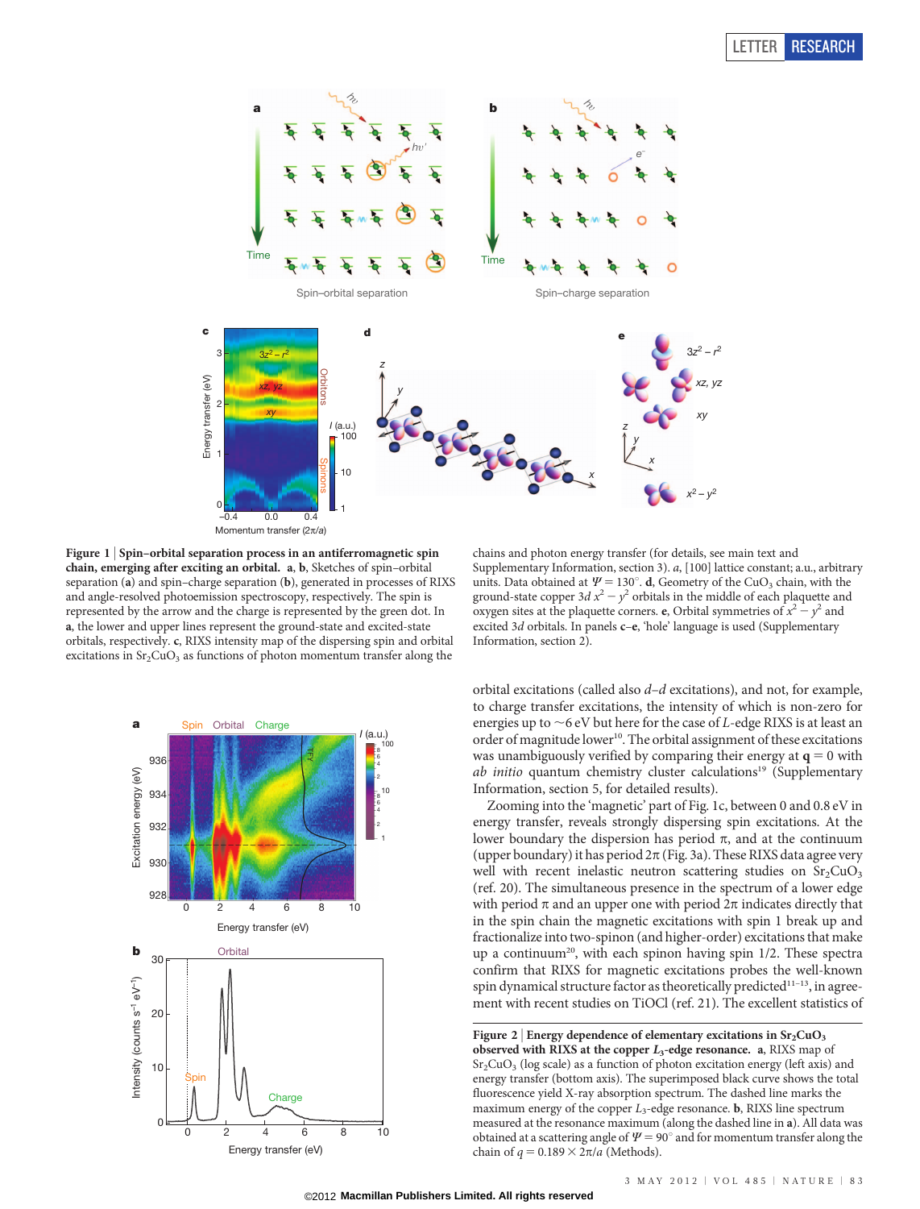**Figure 1 | Spin–orbital separation process in an antiferromagnetic spin chain, emerging after exciting an orbital. a, b,** Sketches of spin–orbital separation (**a**) and spin–charge separation (**b**), generated in processes of RIXS and angle-resolved photoemission spectroscopy, respectively. The spin is represented by the arrow and the charge is represented by the green dot. In **a**, the lower and upper lines represent the ground-state and excited-state orbitals, respectively. **c**, RIXS intensity map of the dispersing spin and orbital excitations in $Sr_2CuO_3$ as functions of photon momentum transfer along the chains and photon energy transfer (for details, see main text and Supplementary Information, section 3). *a*, [100] lattice constant; a.u., arbitrary units. Data obtained at $\Psi = 130^\circ$. **d**, Geometry of the $CuO_3$ chain, with the ground-state copper 3*d* $x^2 - y^2$ orbitals in the middle of each plaquette and oxygen sites at the plaquette corners. **e**, Orbital symmetries of $x^2 - y^2$ and excited 3*d* orbitals. In panels **c–e**, 'hole' language is used (Supplementary Information, section 2).

orbital excitations (called also *d–d* excitations), and not, for example, to charge transfer excitations, the intensity of which is non-zero for energies up to ~6 eV but here for the case of *L*-edge RIXS is at least an order of magnitude lower[10]. The orbital assignment of these excitations was unambiguously verified by comparing their energy at $\mathbf{q} = 0$ with *ab initio* quantum chemistry cluster calculations[19] (Supplementary Information, section 5, for detailed results).

Zooming into the 'magnetic' part of Fig. 1c, between 0 and 0.8 eV in energy transfer, reveals strongly dispersing spin excitations. At the lower boundary the dispersion has period $\pi$, and at the continuum (upper boundary) it has period $2\pi$ (Fig. 3a). These RIXS data agree very well with recent inelastic neutron scattering studies on $Sr_2CuO_3$ (ref. 20). The simultaneous presence in the spectrum of a lower edge with period $\pi$ and an upper one with period $2\pi$ indicates directly that in the spin chain the magnetic excitations with spin 1 break up and fractionalize into two-spinon (and higher-order) excitations that make up a continuum[20], with each spinon having spin 1/2. These spectra confirm that RIXS for magnetic excitations probes the well-known spin dynamical structure factor as theoretically predicted[11–13], in agreement with recent studies on TiOCl (ref. 21). The excellent statistics of

**Figure 2 | Energy dependence of elementary excitations in $Sr_2CuO_3$ observed with RIXS at the copper $L_3$-edge resonance. a,** RIXS map of $Sr_2CuO_3$ (log scale) as a function of photon excitation energy (left axis) and energy transfer (bottom axis). The superimposed black curve shows the total fluorescence yield X-ray absorption spectrum. The dashed line marks the maximum energy of the copper $L_3$-edge resonance. **b**, RIXS line spectrum measured at the resonance maximum (along the dashed line in **a**). All data was obtained at a scattering angle of $\Psi = 90^\circ$ and for momentum transfer along the chain of $q = 0.189 \times 2\pi/a$ (Methods).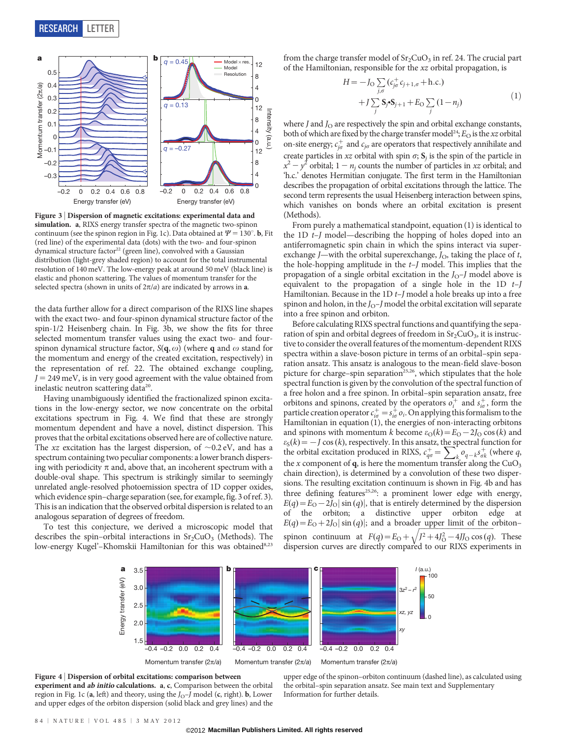**Figure 3 | Dispersion of magnetic excitations: experimental data and simulation.** **a**, RIXS energy transfer spectra of the magnetic two-spinon continuum (see the spinon region in Fig. 1c). Data obtained at $\Psi = 130^\circ$. **b**, Fit (red line) of the experimental data (dots) with the two- and four-spinon dynamical structure factor[22] (green line), convolved with a Gaussian distribution (light-grey shaded region) to account for the total instrumental resolution of 140 meV. The low-energy peak at around 50 meV (black line) is elastic and phonon scattering. The values of momentum transfer for the selected spectra (shown in units of $2\pi/a$) are indicated by arrows in **a**.

the data further allow for a direct comparison of the RIXS line shapes with the exact two- and four-spinon dynamical structure factor of the spin-1/2 Heisenberg chain. In Fig. 3b, we show the fits for three selected momentum transfer values using the exact two- and four-spinon dynamical structure factor, $S(\mathbf{q}, \omega)$ (where $\mathbf{q}$ and $\omega$ stand for the momentum and energy of the created excitation, respectively) in the representation of ref. 22. The obtained exchange coupling, $J = 249$ meV, is in very good agreement with the value obtained from inelastic neutron scattering data[20].

Having unambiguously identified the fractionalized spinon excitations in the low-energy sector, we now concentrate on the orbital excitations spectrum in Fig. 4. We find that these are strongly momentum dependent and have a novel, distinct dispersion. This proves that the orbital excitations observed here are of collective nature. The $xz$ excitation has the largest dispersion, of ~0.2 eV, and has a spectrum containing two peculiar components: a lower branch dispersing with periodicity $\pi$ and, above that, an incoherent spectrum with a double-oval shape. This spectrum is strikingly similar to seemingly unrelated angle-resolved photoemission spectra of 1D copper oxides, which evidence spin–charge separation (see, for example, fig. 3 of ref. 3). This is an indication that the observed orbital dispersion is related to an analogous separation of degrees of freedom.

To test this conjecture, we derived a microscopic model that describes the spin–orbital interactions in $Sr_2CuO_3$ (Methods). The low-energy Kugel'–Khomskii Hamiltonian for this was obtained[8,23] from the charge transfer model of $Sr_2CuO_3$ in ref. 24. The crucial part of the Hamiltonian, responsible for the $xz$ orbital propagation, is

$$H = -J_O \sum_{j,\sigma} (c^+_{j\sigma} c_{j+1,\sigma} + \text{h.c.}) + J \sum_j \mathbf{S}_j \cdot \mathbf{S}_{j+1} + E_O \sum_j (1 - n_j) \quad (1)$$

where $J$ and $J_O$ are respectively the spin and orbital exchange constants, both of which are fixed by the charge transfer model[24]; $E_O$ is the $xz$ orbital on-site energy; $c^+_{j\sigma}$ and $c_{j\sigma}$ are operators that respectively annihilate and create particles in $xz$ orbital with spin $\sigma$; $\mathbf{S}_j$ is the spin of the particle in $x^2 - y^2$ orbital; $1 - n_j$ counts the number of particles in $xz$ orbital; and 'h.c.' denotes Hermitian conjugate. The first term in the Hamiltonian describes the propagation of orbital excitations through the lattice. The second term represents the usual Heisenberg interaction between spins, which vanishes on bonds where an orbital excitation is present (Methods).

From purely a mathematical standpoint, equation (1) is identical to the 1D $t$–$J$ model—describing the hopping of holes doped into an antiferromagnetic spin chain in which the spins interact via superexchange $J$—with the orbital superexchange, $J_O$, taking the place of $t$, the hole-hopping amplitude in the $t$–$J$ model. This implies that the propagation of a single orbital excitation in the $J_O$–$J$ model above is equivalent to the propagation of a single hole in the 1D $t$–$J$ Hamiltonian. Because in the 1D $t$–$J$ model a hole breaks up into a free spinon and holon, in the $J_O$–$J$ model the orbital excitation will separate into a free spinon and orbiton.

Before calculating RIXS spectral functions and quantifying the separation of spin and orbital degrees of freedom in $Sr_2CuO_3$, it is instructive to consider the overall features of the momentum-dependent RIXS spectra within a slave-boson picture in terms of an orbital–spin separation ansatz. This ansatz is analogous to the mean-field slave-boson picture for charge–spin separation[25,26], which stipulates that the hole spectral function is given by the convolution of the spectral function of a free holon and a free spinon. In orbital–spin separation ansatz, free orbitons and spinons, created by the operators $o^+_i$ and $s^+_{i\sigma}$, form the particle creation operator $c^+_{i\sigma} = s^+_{i\sigma} o_i$. On applying this formalism to the Hamiltonian in equation (1), the energies of non-interacting orbitons and spinons with momentum $k$ become $\varepsilon_O(k) = E_O - 2J_O \cos(k)$ and $\varepsilon_S(k) = -J \cos(k)$, respectively. In this ansatz, the spectral function for the orbital excitation produced in RIXS, $c^+_{q\sigma} = \sum_k o_{q-k} s^+_{\sigma k}$ (where $q$, the $x$ component of $\mathbf{q}$, is here the momentum transfer along the $CuO_3$ chain direction), is determined by a convolution of these two dispersions. The resulting excitation continuum is shown in Fig. 4b and has three defining features[25,26]: a prominent lower edge with energy, $E(q) = E_O - 2J_O|\sin(q)|$, that is entirely determined by the dispersion of the orbiton; a distinctive upper orbiton edge at $E(q) = E_O + 2J_O|\sin(q)|$; and a broader upper limit of the orbiton–spinon continuum at $F(q) = E_O + \sqrt{J^2 + 4J_O^2 - 4JJ_O \cos(q)}$. These dispersion curves are directly compared to our RIXS experiments in

**Figure 4 | Dispersion of orbital excitations: comparison between experiment and *ab initio* calculations.** **a**, **c**, Comparison between the orbital region in Fig. 1c (**a**, left) and theory, using the $J_O$–$J$ model (**c**, right). **b**, Lower and upper edges of the orbiton dispersion (solid black and grey lines) and the upper edge of the spinon–orbiton continuum (dashed line), as calculated using the orbital–spin separation ansatz. See main text and Supplementary Information for further details.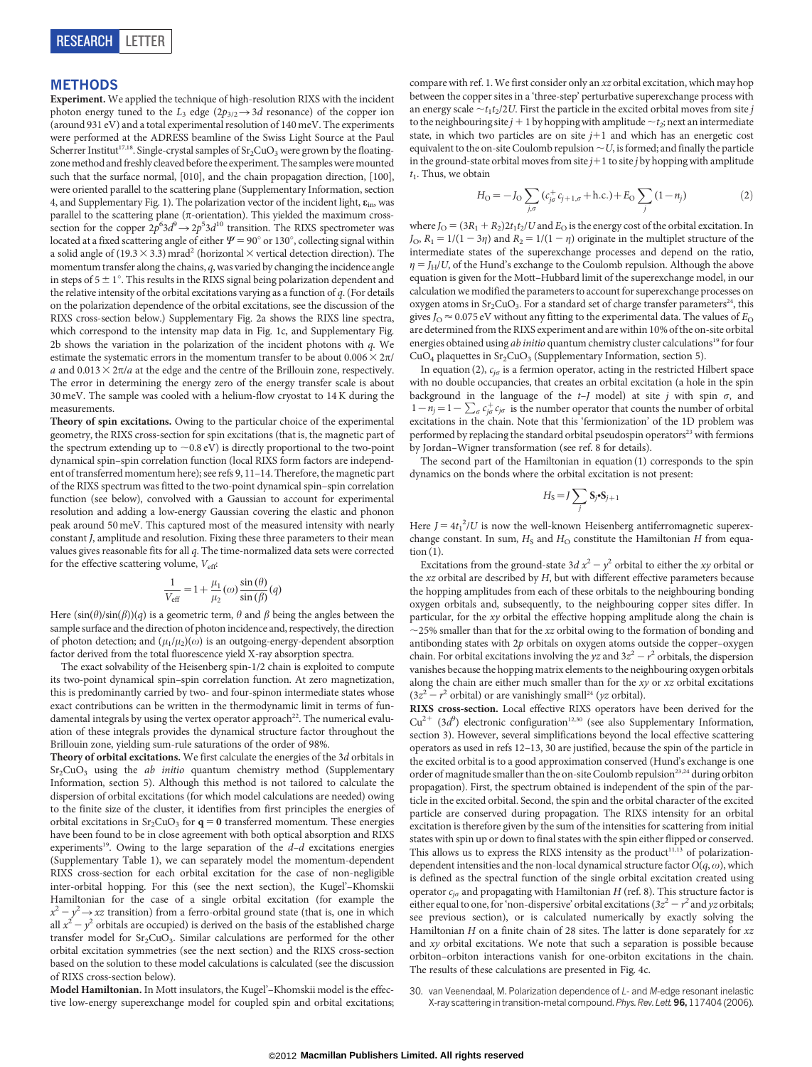## METHODS

**Experiment.** We applied the technique of high-resolution RIXS with the incident photon energy tuned to the $L_3$ edge ($2p_{3/2} \rightarrow 3d$ resonance) of the copper ion (around 931 eV) and a total experimental resolution of 140 meV. The experiments were performed at the ADRESS beamline of the Swiss Light Source at the Paul Scherrer Institut[17,18]. Single-crystal samples of $Sr_2CuO_3$ were grown by the floating-zone method and freshly cleaved before the experiment. The samples were mounted such that the surface normal, [010], and the chain propagation direction, [100], were oriented parallel to the scattering plane (Supplementary Information, section 4, and Supplementary Fig. 1). The polarization vector of the incident light, $\boldsymbol{\varepsilon}_{\rm in}$, was parallel to the scattering plane (π-orientation). This yielded the maximum cross-section for the copper $2p^63d^9 \rightarrow 2p^53d^{10}$ transition. The RIXS spectrometer was located at a fixed scattering angle of either $\Psi = 90^\circ$ or $130^\circ$, collecting signal within a solid angle of (19.3 × 3.3) mrad$^2$ (horizontal × vertical detection direction). The momentum transfer along the chains, $q$, was varied by changing the incidence angle in steps of $5 \pm 1^\circ$. This results in the RIXS signal being polarization dependent and the relative intensity of the orbital excitations varying as a function of $q$. (For details on the polarization dependence of the orbital excitations, see the discussion of the RIXS cross-section below.) Supplementary Fig. 2a shows the RIXS line spectra, which correspond to the intensity map data in Fig. 1c, and Supplementary Fig. 2b shows the variation in the polarization of the incident photons with $q$. We estimate the systematic errors in the momentum transfer to be about $0.006 \times 2\pi/a$ and $0.013 \times 2\pi/a$ at the edge and the centre of the Brillouin zone, respectively. The error in determining the energy zero of the energy transfer scale is about 30 meV. The sample was cooled with a helium-flow cryostat to 14 K during the measurements.

**Theory of spin excitations.** Owing to the particular choice of the experimental geometry, the RIXS cross-section for spin excitations (that is, the magnetic part of the spectrum extending up to ~0.8 eV) is directly proportional to the two-point dynamical spin–spin correlation function (local RIXS form factors are independent of transferred momentum here); see refs 9, 11–14. Therefore, the magnetic part of the RIXS spectrum was fitted to the two-point dynamical spin–spin correlation function (see below), convolved with a Gaussian to account for experimental resolution and adding a low-energy Gaussian covering the elastic and phonon peak around 50 meV. This captured most of the measured intensity with nearly constant $J$, amplitude and resolution. Fixing these three parameters to their mean values gives reasonable fits for all $q$. The time-normalized data sets were corrected for the effective scattering volume, $V_{\rm eff}$:

$$\frac{1}{V_{\rm eff}} = 1 + \frac{\mu_1}{\mu_2}(\omega)\frac{\sin(\theta)}{\sin(\beta)}(q)$$

Here $(\sin(\theta)/\sin(\beta))(q)$ is a geometric term, $\theta$ and $\beta$ being the angles between the sample surface and the direction of photon incidence and, respectively, the direction of photon detection; and $(\mu_1/\mu_2)(\omega)$ is an outgoing-energy-dependent absorption factor derived from the total fluorescence yield X-ray absorption spectra.

The exact solvability of the Heisenberg spin-1/2 chain is exploited to compute its two-point dynamical spin–spin correlation function. At zero magnetization, this is predominantly carried by two- and four-spinon intermediate states whose exact contributions can be written in the thermodynamic limit in terms of fundamental integrals by using the vertex operator approach[22]. The numerical evaluation of these integrals provides the dynamical structure factor throughout the Brillouin zone, yielding sum-rule saturations of the order of 98%.

**Theory of orbital excitations.** We first calculate the energies of the 3$d$ orbitals in $Sr_2CuO_3$ using the *ab initio* quantum chemistry method (Supplementary Information, section 5). Although this method is not tailored to calculate the dispersion of orbital excitations (for which model calculations are needed) owing to the finite size of the cluster, it identifies from first principles the energies of orbital excitations in $Sr_2CuO_3$ for $\mathbf{q} = \mathbf{0}$ transferred momentum. These energies have been found to be in close agreement with both optical absorption and RIXS experiments[19]. Owing to the large separation of the $d$–$d$ excitations energies (Supplementary Table 1), we can separately model the momentum-dependent RIXS cross-section for each orbital excitation for the case of non-negligible inter-orbital hopping. For this (see the next section), the Kugel'–Khomskii Hamiltonian for the case of a single orbital excitation (for example the $x^2 - y^2 \rightarrow xz$ transition) from a ferro-orbital ground state (that is, one in which all $x^2 - y^2$ orbitals are occupied) is derived on the basis of the established charge transfer model for $Sr_2CuO_3$. Similar calculations are performed for the other orbital excitation symmetries (see the next section) and the RIXS cross-section based on the solution to these model calculations is calculated (see the discussion of RIXS cross-section below).

**Model Hamiltonian.** In Mott insulators, the Kugel'–Khomskii model is the effective low-energy superexchange model for coupled spin and orbital excitations; compare with ref. 1. We first consider only an $xz$ orbital excitation, which may hop between the copper sites in a 'three-step' perturbative superexchange process with an energy scale $\sim t_1t_2/2U$. First the particle in the excited orbital moves from site $j$ to the neighbouring site $j+1$ by hopping with amplitude $\sim t_2$; next an intermediate state, in which two particles are on site $j+1$ and which has an energetic cost equivalent to the on-site Coulomb repulsion $\sim U$, is formed; and finally the particle in the ground-state orbital moves from site $j+1$ to site $j$ by hopping with amplitude $t_1$. Thus, we obtain

$$H_{\rm O} = -J_{\rm O}\sum_{j,\sigma}\left(c_{j\sigma}^{+}c_{j+1,\sigma} + {\rm h.c.}\right) + E_{\rm O}\sum_j (1 - n_j) \qquad (2)$$

where $J_{\rm O} = (3R_1 + R_2)2t_1t_2/U$ and $E_{\rm O}$ is the energy cost of the orbital excitation. In $J_{\rm O}$, $R_1 = 1/(1 - 3\eta)$ and $R_2 = 1/(1 - \eta)$ originate in the multiplet structure of the intermediate states of the superexchange processes and depend on the ratio, $\eta = J_{\rm H}/U$, of the Hund's exchange to the Coulomb repulsion. Although the above equation is given for the Mott–Hubbard limit of the superexchange model, in our calculation we modified the parameters to account for superexchange processes on oxygen atoms in $Sr_2CuO_3$. For a standard set of charge transfer parameters[24], this gives $J_{\rm O} \approx 0.075$ eV without any fitting to the experimental data. The values of $E_{\rm O}$ are determined from the RIXS experiment and are within 10% of the on-site orbital energies obtained using *ab initio* quantum chemistry cluster calculations[19] for four $CuO_4$ plaquettes in $Sr_2CuO_3$ (Supplementary Information, section 5).

In equation (2), $c_{j\sigma}$ is a fermion operator, acting in the restricted Hilbert space with no double occupancies, that creates an orbital excitation (a hole in the spin background in the language of the $t$–$J$ model) at site $j$ with spin $\sigma$, and $1 - n_j = 1 - \sum_\sigma c_{j\sigma}^{+}c_{j\sigma}$ is the number operator that counts the number of orbital excitations in the chain. Note that this 'fermionization' of the 1D problem was performed by replacing the standard orbital pseudospin operators[23] with fermions by Jordan–Wigner transformation (see ref. 8 for details).

The second part of the Hamiltonian in equation (1) corresponds to the spin dynamics on the bonds where the orbital excitation is not present:

$$H_{\rm S} = J\sum_j \mathbf{S}_j \cdot \mathbf{S}_{j+1}$$

Here $J = 4t_1^2/U$ is now the well-known Heisenberg antiferromagnetic superexchange constant. In sum, $H_{\rm S}$ and $H_{\rm O}$ constitute the Hamiltonian $H$ from equation (1).

Excitations from the ground-state $3d\ x^2 - y^2$ orbital to either the $xy$ orbital or the $xz$ orbital are described by $H$, but with different effective parameters because the hopping amplitudes from each of these orbitals to the neighbouring bonding oxygen orbitals and, subsequently, to the neighbouring copper sites differ. In particular, for the $xy$ orbital the effective hopping amplitude along the chain is ~25% smaller than that for the $xz$ orbital owing to the formation of bonding and antibonding states with 2$p$ orbitals on oxygen atoms outside the copper–oxygen chain. For orbital excitations involving the $yz$ and $3z^2 - r^2$ orbitals, the dispersion vanishes because the hopping matrix elements to the neighbouring oxygen orbitals along the chain are either much smaller than for the $xy$ or $xz$ orbital excitations ($3z^2 - r^2$ orbital) or are vanishingly small[24] ($yz$ orbital).

**RIXS cross-section.** Local effective RIXS operators have been derived for the $Cu^{2+}$ ($3d^9$) electronic configuration[12,30] (see also Supplementary Information, section 3). However, several simplifications beyond the local effective scattering operators as used in refs 12–13, 30 are justified, because the spin of the particle in the excited orbital is to a good approximation conserved (Hund's exchange is one order of magnitude smaller than the on-site Coulomb repulsion[23,24] during orbiton propagation). First, the spectrum obtained is independent of the spin of the particle in the excited orbital. Second, the spin and the orbital character of the excited particle are conserved during propagation. The RIXS intensity for an orbital excitation is therefore given by the sum of the intensities for scattering from initial states with spin up or down to final states with the spin either flipped or conserved. This allows us to express the RIXS intensity as the product[11,13] of polarization-dependent intensities and the non-local dynamical structure factor $O(q, \omega)$, which is defined as the spectral function of the single orbital excitation created using operator $c_{j\sigma}$ and propagating with Hamiltonian $H$ (ref. 8). This structure factor is either equal to one, for 'non-dispersive' orbital excitations ($3z^2 - r^2$ and $yz$ orbitals; see previous section), or is calculated numerically by exactly solving the Hamiltonian $H$ on a finite chain of 28 sites. The latter is done separately for $xz$ and $xy$ orbital excitations. We note that such a separation is possible because orbiton–orbiton interactions vanish for one-orbiton excitations in the chain. The results of these calculations are presented in Fig. 4c.

30. van Veenendaal, M. Polarization dependence of $L$- and $M$-edge resonant inelastic X-ray scattering in transition-metal compound. *Phys. Rev. Lett.* **96,** 117404 (2006).